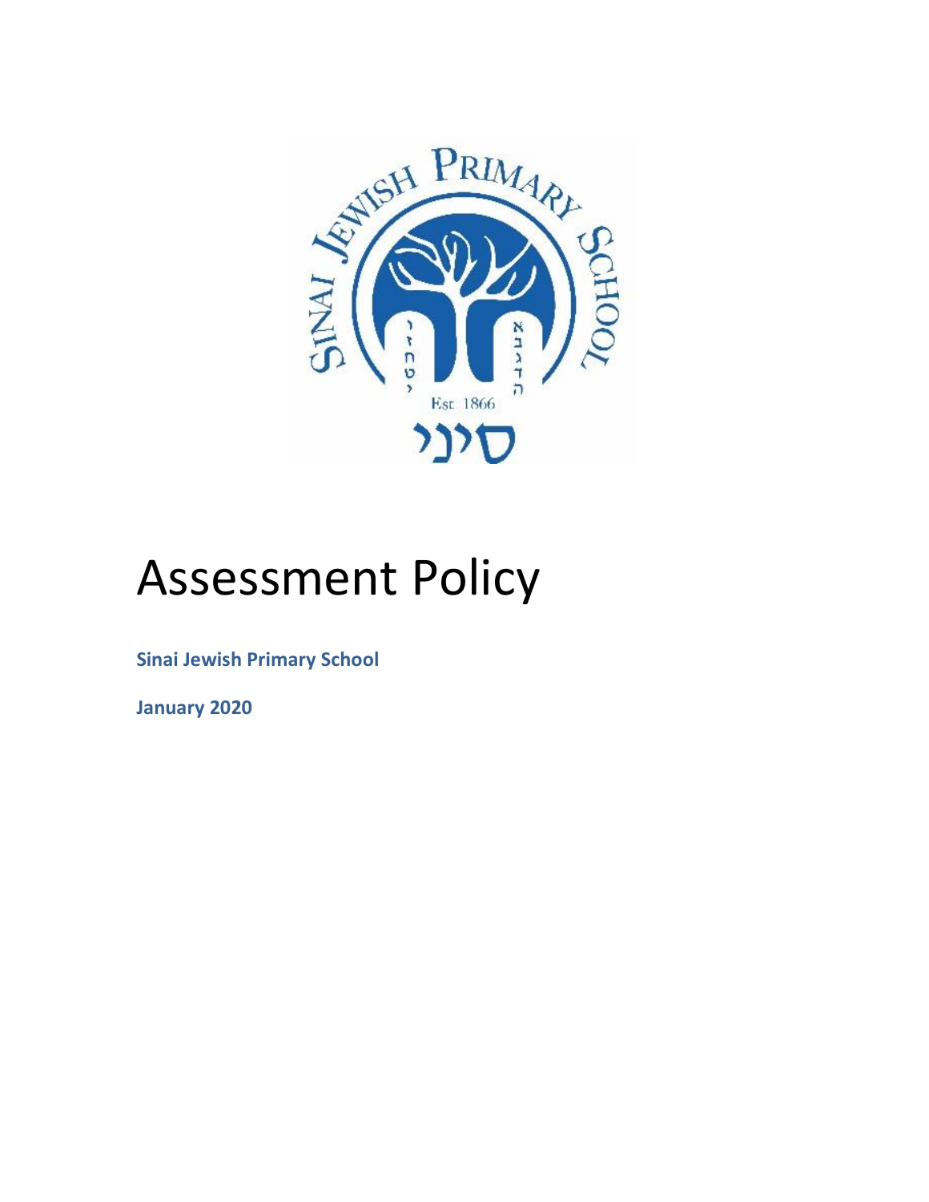# Assessment Policy

**Sinai Jewish Primary School**

**January 2020**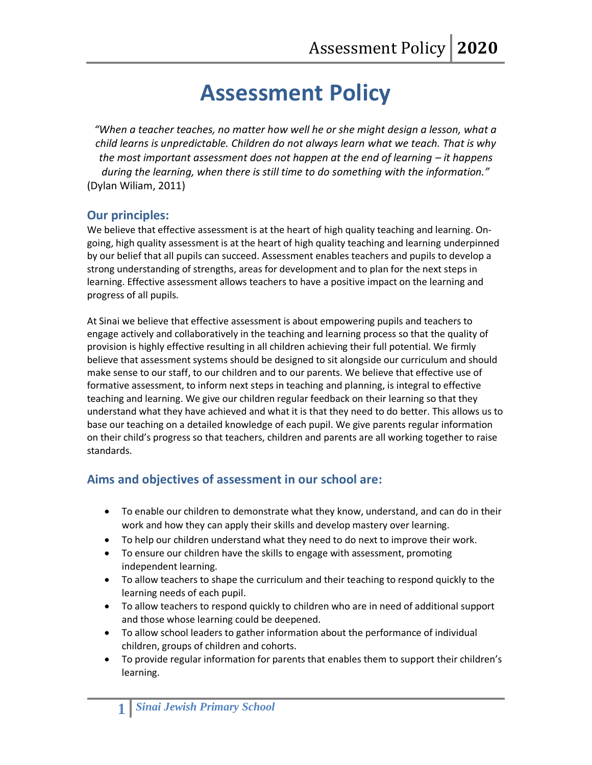# Assessment Policy

*"When a teacher teaches, no matter how well he or she might design a lesson, what a child learns is unpredictable. Children do not always learn what we teach. That is why the most important assessment does not happen at the end of learning – it happens during the learning, when there is still time to do something with the information."*
(Dylan Wiliam, 2011)

## Our principles:

We believe that effective assessment is at the heart of high quality teaching and learning. On-going, high quality assessment is at the heart of high quality teaching and learning underpinned by our belief that all pupils can succeed. Assessment enables teachers and pupils to develop a strong understanding of strengths, areas for development and to plan for the next steps in learning. Effective assessment allows teachers to have a positive impact on the learning and progress of all pupils.

At Sinai we believe that effective assessment is about empowering pupils and teachers to engage actively and collaboratively in the teaching and learning process so that the quality of provision is highly effective resulting in all children achieving their full potential. We firmly believe that assessment systems should be designed to sit alongside our curriculum and should make sense to our staff, to our children and to our parents. We believe that effective use of formative assessment, to inform next steps in teaching and planning, is integral to effective teaching and learning. We give our children regular feedback on their learning so that they understand what they have achieved and what it is that they need to do better. This allows us to base our teaching on a detailed knowledge of each pupil. We give parents regular information on their child's progress so that teachers, children and parents are all working together to raise standards.

## Aims and objectives of assessment in our school are:

- To enable our children to demonstrate what they know, understand, and can do in their work and how they can apply their skills and develop mastery over learning.
- To help our children understand what they need to do next to improve their work.
- To ensure our children have the skills to engage with assessment, promoting independent learning.
- To allow teachers to shape the curriculum and their teaching to respond quickly to the learning needs of each pupil.
- To allow teachers to respond quickly to children who are in need of additional support and those whose learning could be deepened.
- To allow school leaders to gather information about the performance of individual children, groups of children and cohorts.
- To provide regular information for parents that enables them to support their children's learning.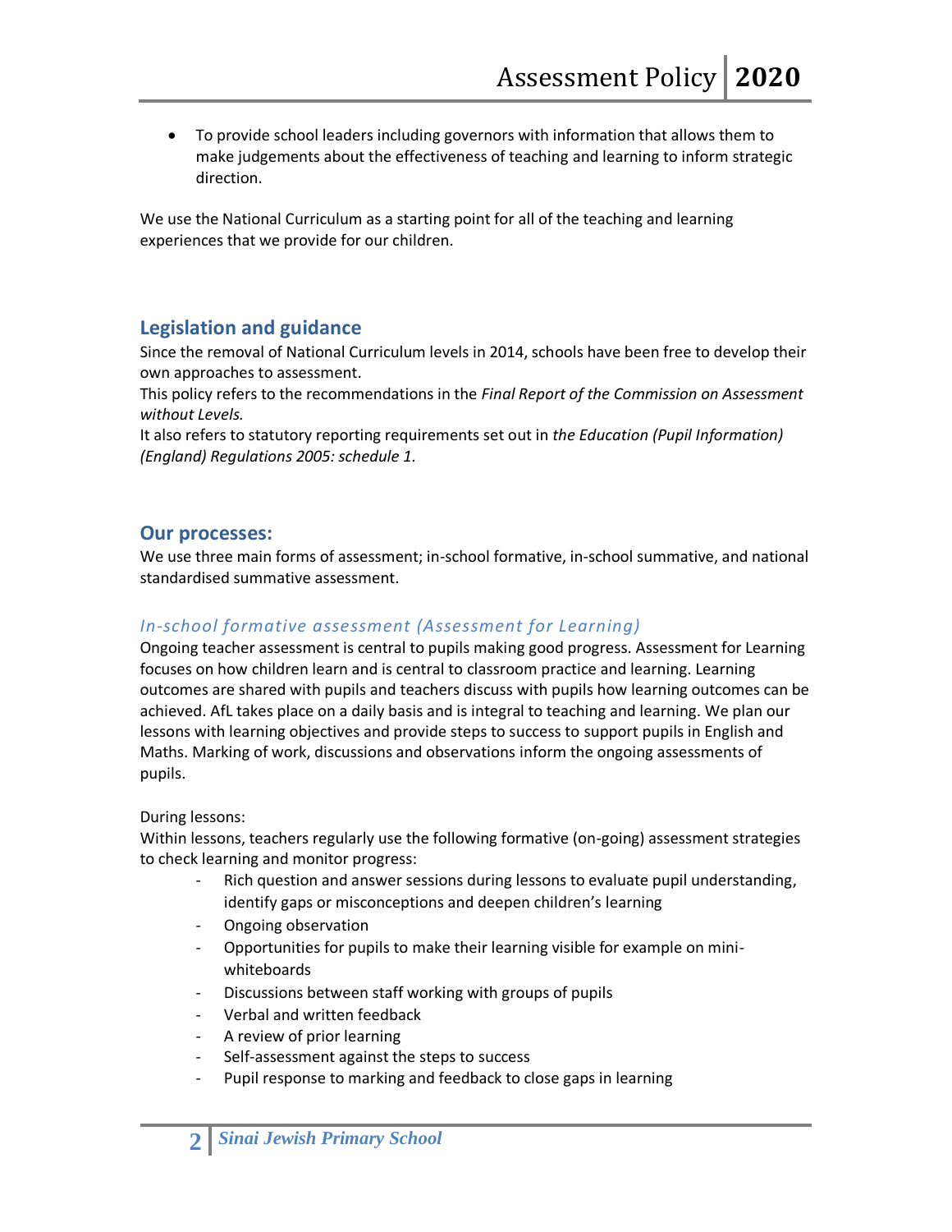- To provide school leaders including governors with information that allows them to make judgements about the effectiveness of teaching and learning to inform strategic direction.

We use the National Curriculum as a starting point for all of the teaching and learning experiences that we provide for our children.

## Legislation and guidance

Since the removal of National Curriculum levels in 2014, schools have been free to develop their own approaches to assessment.

This policy refers to the recommendations in the *Final Report of the Commission on Assessment without Levels.*

It also refers to statutory reporting requirements set out in *the Education (Pupil Information) (England) Regulations 2005: schedule 1.*

## Our processes:

We use three main forms of assessment; in-school formative, in-school summative, and national standardised summative assessment.

### *In-school formative assessment (Assessment for Learning)*

Ongoing teacher assessment is central to pupils making good progress. Assessment for Learning focuses on how children learn and is central to classroom practice and learning. Learning outcomes are shared with pupils and teachers discuss with pupils how learning outcomes can be achieved. AfL takes place on a daily basis and is integral to teaching and learning. We plan our lessons with learning objectives and provide steps to success to support pupils in English and Maths. Marking of work, discussions and observations inform the ongoing assessments of pupils.

During lessons:

Within lessons, teachers regularly use the following formative (on-going) assessment strategies to check learning and monitor progress:

- Rich question and answer sessions during lessons to evaluate pupil understanding, identify gaps or misconceptions and deepen children's learning
- Ongoing observation
- Opportunities for pupils to make their learning visible for example on mini-whiteboards
- Discussions between staff working with groups of pupils
- Verbal and written feedback
- A review of prior learning
- Self-assessment against the steps to success
- Pupil response to marking and feedback to close gaps in learning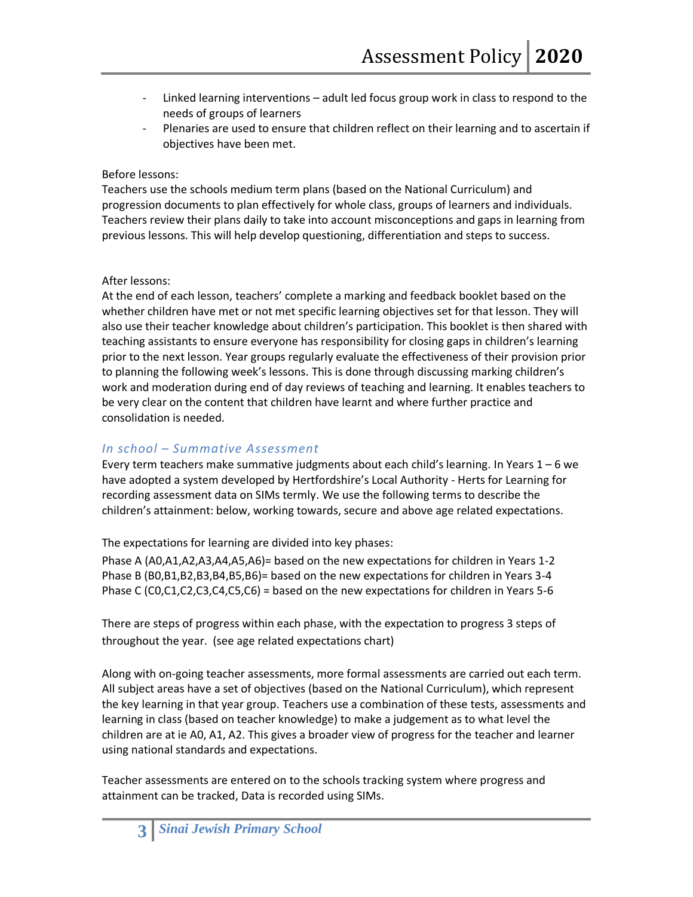- Linked learning interventions – adult led focus group work in class to respond to the needs of groups of learners
- Plenaries are used to ensure that children reflect on their learning and to ascertain if objectives have been met.

Before lessons:
Teachers use the schools medium term plans (based on the National Curriculum) and progression documents to plan effectively for whole class, groups of learners and individuals. Teachers review their plans daily to take into account misconceptions and gaps in learning from previous lessons. This will help develop questioning, differentiation and steps to success.

After lessons:
At the end of each lesson, teachers' complete a marking and feedback booklet based on the whether children have met or not met specific learning objectives set for that lesson. They will also use their teacher knowledge about children's participation. This booklet is then shared with teaching assistants to ensure everyone has responsibility for closing gaps in children's learning prior to the next lesson. Year groups regularly evaluate the effectiveness of their provision prior to planning the following week's lessons. This is done through discussing marking children's work and moderation during end of day reviews of teaching and learning. It enables teachers to be very clear on the content that children have learnt and where further practice and consolidation is needed.

## *In school – Summative Assessment*

Every term teachers make summative judgments about each child's learning. In Years 1 – 6 we have adopted a system developed by Hertfordshire's Local Authority - Herts for Learning for recording assessment data on SIMs termly. We use the following terms to describe the children's attainment: below, working towards, secure and above age related expectations.

The expectations for learning are divided into key phases:

Phase A (A0,A1,A2,A3,A4,A5,A6)= based on the new expectations for children in Years 1-2
Phase B (B0,B1,B2,B3,B4,B5,B6)= based on the new expectations for children in Years 3-4
Phase C (C0,C1,C2,C3,C4,C5,C6) = based on the new expectations for children in Years 5-6

There are steps of progress within each phase, with the expectation to progress 3 steps of throughout the year. (see age related expectations chart)

Along with on-going teacher assessments, more formal assessments are carried out each term. All subject areas have a set of objectives (based on the National Curriculum), which represent the key learning in that year group. Teachers use a combination of these tests, assessments and learning in class (based on teacher knowledge) to make a judgement as to what level the children are at ie A0, A1, A2. This gives a broader view of progress for the teacher and learner using national standards and expectations.

Teacher assessments are entered on to the schools tracking system where progress and attainment can be tracked, Data is recorded using SIMs.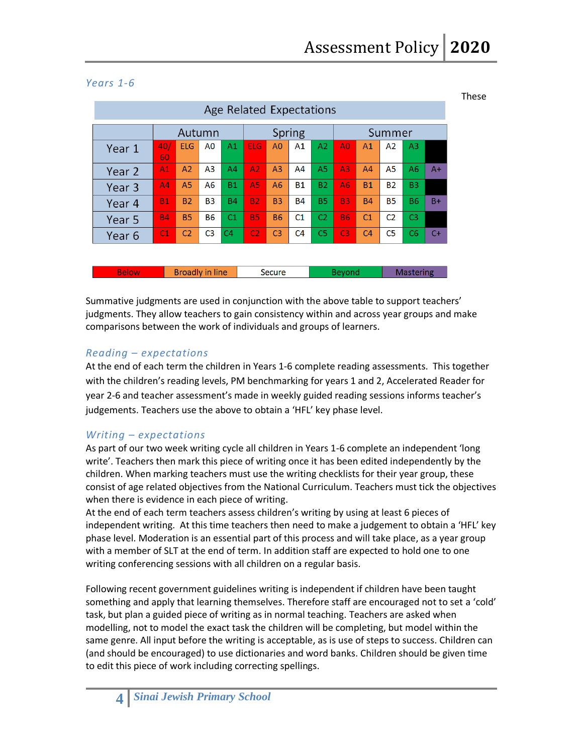## *Years 1-6*

These

Age Related Expectations

| | Autumn | | | | Spring | | | | Summer | | | | |
|---|---|---|---|---|---|---|---|---|---|---|---|---|---|
| Year 1 | 40/60 | ELG | A0 | A1 | ELG | A0 | A1 | A2 | A0 | A1 | A2 | A3 | |
| Year 2 | A1 | A2 | A3 | A4 | A2 | A3 | A4 | A5 | A3 | A4 | A5 | A6 | A+ |
| Year 3 | A4 | A5 | A6 | B1 | A5 | A6 | B1 | B2 | A6 | B1 | B2 | B3 | |
| Year 4 | B1 | B2 | B3 | B4 | B2 | B3 | B4 | B5 | B3 | B4 | B5 | B6 | B+ |
| Year 5 | B4 | B5 | B6 | C1 | B5 | B6 | C1 | C2 | B6 | C1 | C2 | C3 | |
| Year 6 | C1 | C2 | C3 | C4 | C2 | C3 | C4 | C5 | C3 | C4 | C5 | C6 | C+ |

| Below | Broadly in line | Secure | Beyond | Mastering |
|---|---|---|---|---|

Summative judgments are used in conjunction with the above table to support teachers' judgments. They allow teachers to gain consistency within and across year groups and make comparisons between the work of individuals and groups of learners.

### *Reading – expectations*

At the end of each term the children in Years 1-6 complete reading assessments. This together with the children's reading levels, PM benchmarking for years 1 and 2, Accelerated Reader for year 2-6 and teacher assessment's made in weekly guided reading sessions informs teacher's judgements. Teachers use the above to obtain a 'HFL' key phase level.

### *Writing – expectations*

As part of our two week writing cycle all children in Years 1-6 complete an independent 'long write'. Teachers then mark this piece of writing once it has been edited independently by the children. When marking teachers must use the writing checklists for their year group, these consist of age related objectives from the National Curriculum. Teachers must tick the objectives when there is evidence in each piece of writing.

At the end of each term teachers assess children's writing by using at least 6 pieces of independent writing. At this time teachers then need to make a judgement to obtain a 'HFL' key phase level. Moderation is an essential part of this process and will take place, as a year group with a member of SLT at the end of term. In addition staff are expected to hold one to one writing conferencing sessions with all children on a regular basis.

Following recent government guidelines writing is independent if children have been taught something and apply that learning themselves. Therefore staff are encouraged not to set a 'cold' task, but plan a guided piece of writing as in normal teaching. Teachers are asked when modelling, not to model the exact task the children will be completing, but model within the same genre. All input before the writing is acceptable, as is use of steps to success. Children can (and should be encouraged) to use dictionaries and word banks. Children should be given time to edit this piece of work including correcting spellings.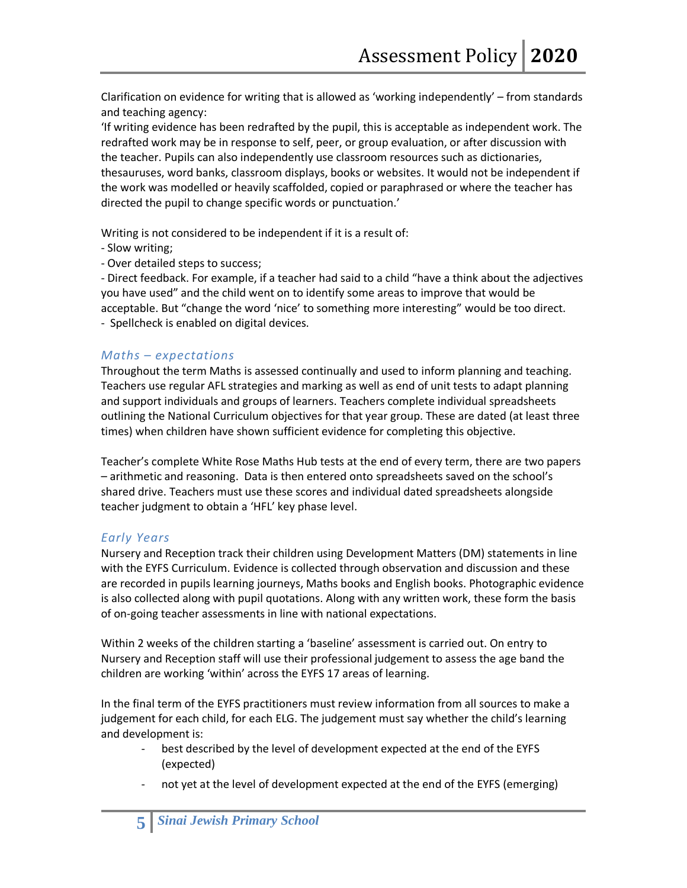Clarification on evidence for writing that is allowed as 'working independently' – from standards and teaching agency:
'If writing evidence has been redrafted by the pupil, this is acceptable as independent work. The redrafted work may be in response to self, peer, or group evaluation, or after discussion with the teacher. Pupils can also independently use classroom resources such as dictionaries, thesauruses, word banks, classroom displays, books or websites. It would not be independent if the work was modelled or heavily scaffolded, copied or paraphrased or where the teacher has directed the pupil to change specific words or punctuation.'

Writing is not considered to be independent if it is a result of:
- Slow writing;
- Over detailed steps to success;
- Direct feedback. For example, if a teacher had said to a child "have a think about the adjectives you have used" and the child went on to identify some areas to improve that would be acceptable. But "change the word 'nice' to something more interesting" would be too direct.
- Spellcheck is enabled on digital devices.

### *Maths – expectations*

Throughout the term Maths is assessed continually and used to inform planning and teaching. Teachers use regular AFL strategies and marking as well as end of unit tests to adapt planning and support individuals and groups of learners. Teachers complete individual spreadsheets outlining the National Curriculum objectives for that year group. These are dated (at least three times) when children have shown sufficient evidence for completing this objective.

Teacher's complete White Rose Maths Hub tests at the end of every term, there are two papers – arithmetic and reasoning. Data is then entered onto spreadsheets saved on the school's shared drive. Teachers must use these scores and individual dated spreadsheets alongside teacher judgment to obtain a 'HFL' key phase level.

### *Early Years*

Nursery and Reception track their children using Development Matters (DM) statements in line with the EYFS Curriculum. Evidence is collected through observation and discussion and these are recorded in pupils learning journeys, Maths books and English books. Photographic evidence is also collected along with pupil quotations. Along with any written work, these form the basis of on-going teacher assessments in line with national expectations.

Within 2 weeks of the children starting a 'baseline' assessment is carried out. On entry to Nursery and Reception staff will use their professional judgement to assess the age band the children are working 'within' across the EYFS 17 areas of learning.

In the final term of the EYFS practitioners must review information from all sources to make a judgement for each child, for each ELG. The judgement must say whether the child's learning and development is:

- best described by the level of development expected at the end of the EYFS (expected)
- not yet at the level of development expected at the end of the EYFS (emerging)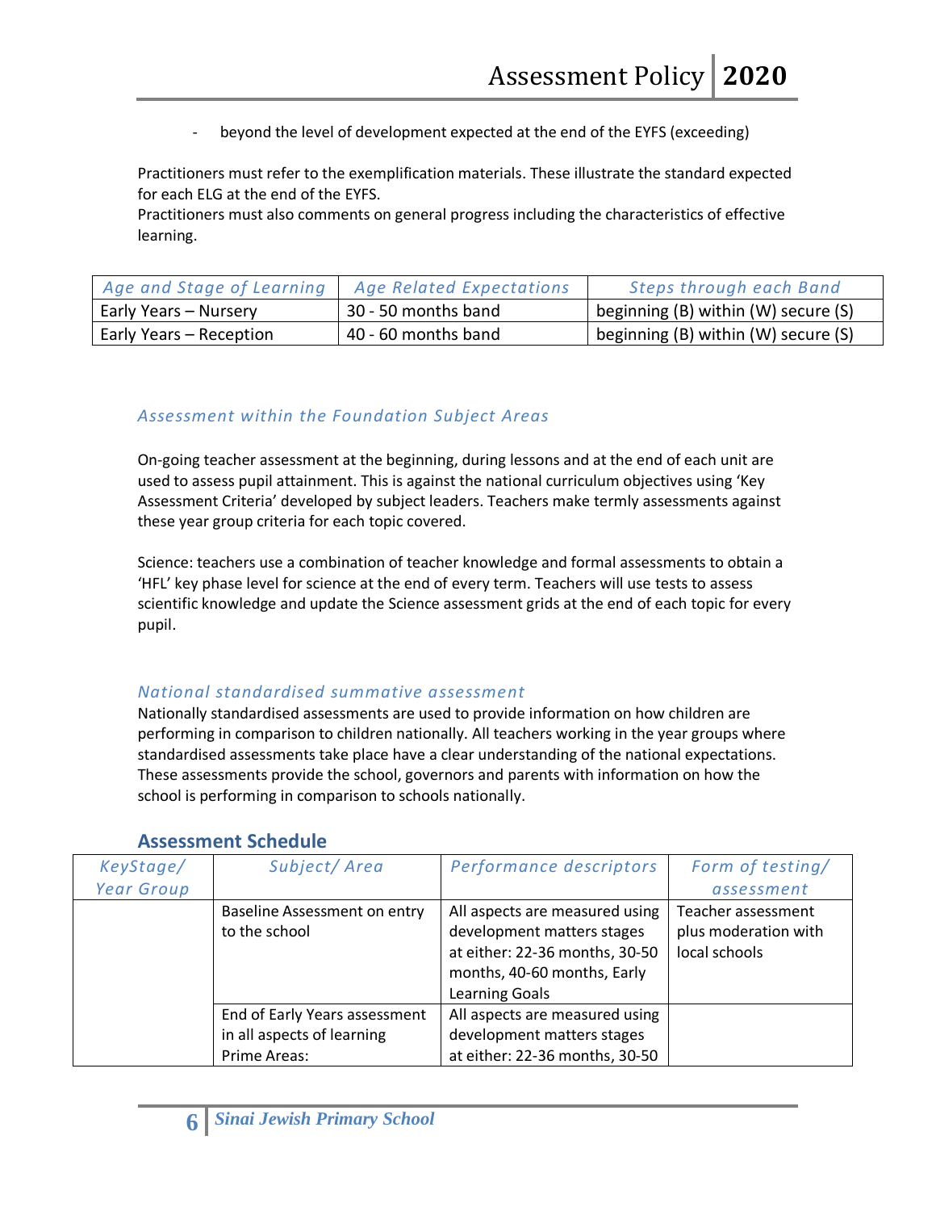- beyond the level of development expected at the end of the EYFS (exceeding)

Practitioners must refer to the exemplification materials. These illustrate the standard expected for each ELG at the end of the EYFS.
Practitioners must also comments on general progress including the characteristics of effective learning.

| *Age and Stage of Learning* | *Age Related Expectations* | *Steps through each Band* |
|---|---|---|
| Early Years – Nursery | 30 - 50 months band | beginning (B) within (W) secure (S) |
| Early Years – Reception | 40 - 60 months band | beginning (B) within (W) secure (S) |

### *Assessment within the Foundation Subject Areas*

On-going teacher assessment at the beginning, during lessons and at the end of each unit are used to assess pupil attainment. This is against the national curriculum objectives using 'Key Assessment Criteria' developed by subject leaders. Teachers make termly assessments against these year group criteria for each topic covered.

Science: teachers use a combination of teacher knowledge and formal assessments to obtain a 'HFL' key phase level for science at the end of every term. Teachers will use tests to assess scientific knowledge and update the Science assessment grids at the end of each topic for every pupil.

### *National standardised summative assessment*

Nationally standardised assessments are used to provide information on how children are performing in comparison to children nationally. All teachers working in the year groups where standardised assessments take place have a clear understanding of the national expectations. These assessments provide the school, governors and parents with information on how the school is performing in comparison to schools nationally.

## Assessment Schedule

| *KeyStage/ Year Group* | *Subject/ Area* | *Performance descriptors* | *Form of testing/ assessment* |
|---|---|---|---|
| | Baseline Assessment on entry to the school | All aspects are measured using development matters stages at either: 22-36 months, 30-50 months, 40-60 months, Early Learning Goals | Teacher assessment plus moderation with local schools |
| | End of Early Years assessment in all aspects of learning Prime Areas: | All aspects are measured using development matters stages at either: 22-36 months, 30-50 | |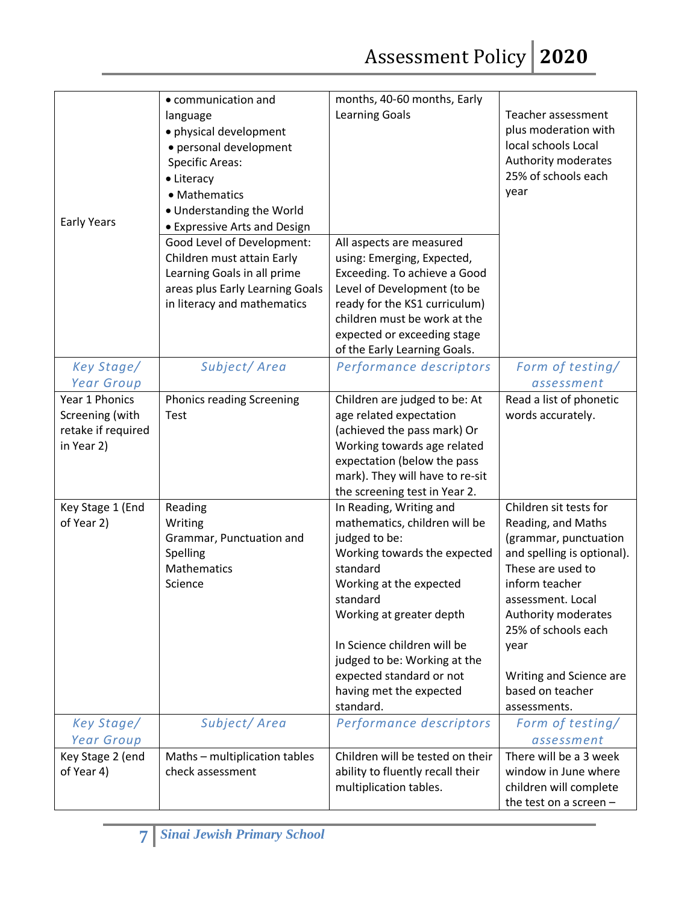| | | | |
|---|---|---|---|
| Early Years | • communication and language<br>• physical development<br>• personal development<br>Specific Areas:<br>• Literacy<br>• Mathematics<br>• Understanding the World<br>• Expressive Arts and Design | months, 40-60 months, Early Learning Goals | Teacher assessment plus moderation with local schools Local Authority moderates 25% of schools each year |
| | Good Level of Development: Children must attain Early Learning Goals in all prime areas plus Early Learning Goals in literacy and mathematics | All aspects are measured using: Emerging, Expected, Exceeding. To achieve a Good Level of Development (to be ready for the KS1 curriculum) children must be work at the expected or exceeding stage of the Early Learning Goals. | |
| *Key Stage/ Year Group* | *Subject/ Area* | *Performance descriptors* | *Form of testing/ assessment* |
| Year 1 Phonics Screening (with retake if required in Year 2) | Phonics reading Screening Test | Children are judged to be: At age related expectation (achieved the pass mark) Or Working towards age related expectation (below the pass mark). They will have to re-sit the screening test in Year 2. | Read a list of phonetic words accurately. |
| Key Stage 1 (End of Year 2) | Reading<br>Writing<br>Grammar, Punctuation and Spelling<br>Mathematics<br>Science | In Reading, Writing and mathematics, children will be judged to be:<br>Working towards the expected standard<br>Working at the expected standard<br>Working at greater depth<br><br>In Science children will be judged to be: Working at the expected standard or not having met the expected standard. | Children sit tests for Reading, and Maths (grammar, punctuation and spelling is optional). These are used to inform teacher assessment. Local Authority moderates 25% of schools each year<br><br>Writing and Science are based on teacher assessments. |
| *Key Stage/ Year Group* | *Subject/ Area* | *Performance descriptors* | *Form of testing/ assessment* |
| Key Stage 2 (end of Year 4) | Maths – multiplication tables check assessment | Children will be tested on their ability to fluently recall their multiplication tables. | There will be a 3 week window in June where children will complete the test on a screen – |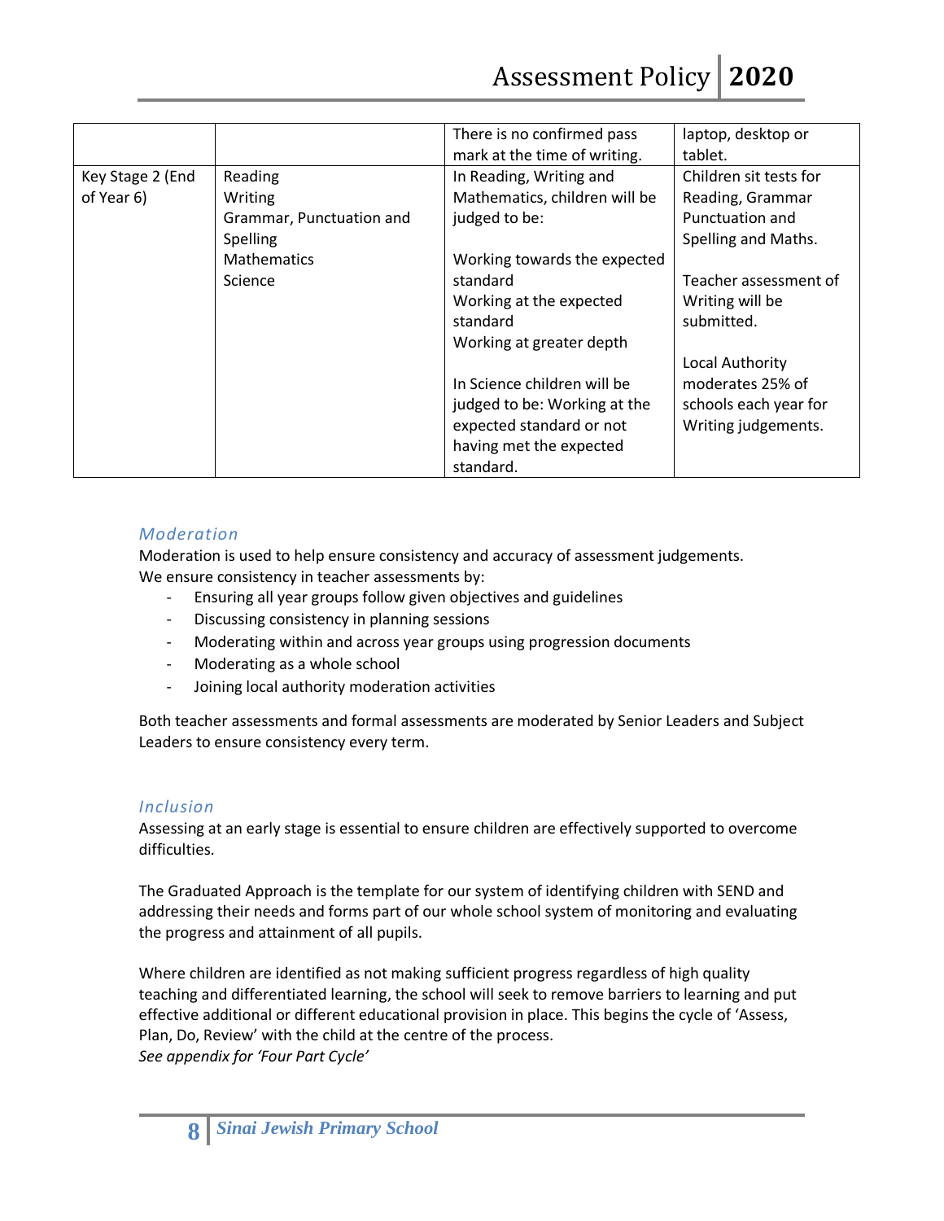| | | There is no confirmed pass mark at the time of writing. | laptop, desktop or tablet. |
|---|---|---|---|
| Key Stage 2 (End of Year 6) | Reading<br>Writing<br>Grammar, Punctuation and Spelling<br>Mathematics<br>Science | In Reading, Writing and Mathematics, children will be judged to be:<br><br>Working towards the expected standard<br>Working at the expected standard<br>Working at greater depth<br><br>In Science children will be judged to be: Working at the expected standard or not having met the expected standard. | Children sit tests for Reading, Grammar Punctuation and Spelling and Maths.<br><br>Teacher assessment of Writing will be submitted.<br><br>Local Authority moderates 25% of schools each year for Writing judgements. |

### *Moderation*

Moderation is used to help ensure consistency and accuracy of assessment judgements.
We ensure consistency in teacher assessments by:

- Ensuring all year groups follow given objectives and guidelines
- Discussing consistency in planning sessions
- Moderating within and across year groups using progression documents
- Moderating as a whole school
- Joining local authority moderation activities

Both teacher assessments and formal assessments are moderated by Senior Leaders and Subject Leaders to ensure consistency every term.

### *Inclusion*

Assessing at an early stage is essential to ensure children are effectively supported to overcome difficulties.

The Graduated Approach is the template for our system of identifying children with SEND and addressing their needs and forms part of our whole school system of monitoring and evaluating the progress and attainment of all pupils.

Where children are identified as not making sufficient progress regardless of high quality teaching and differentiated learning, the school will seek to remove barriers to learning and put effective additional or different educational provision in place. This begins the cycle of 'Assess, Plan, Do, Review' with the child at the centre of the process.
*See appendix for 'Four Part Cycle'*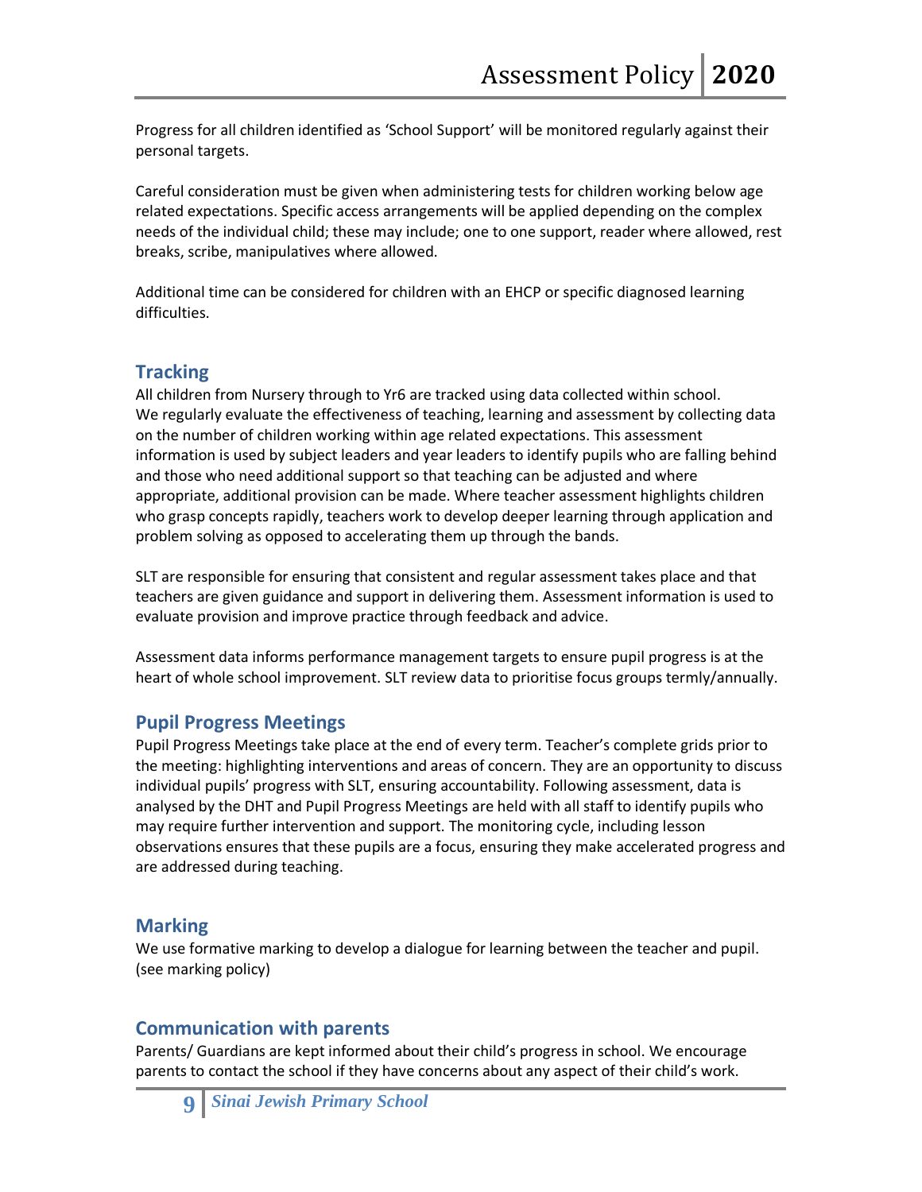Progress for all children identified as 'School Support' will be monitored regularly against their personal targets.

Careful consideration must be given when administering tests for children working below age related expectations. Specific access arrangements will be applied depending on the complex needs of the individual child; these may include; one to one support, reader where allowed, rest breaks, scribe, manipulatives where allowed.

Additional time can be considered for children with an EHCP or specific diagnosed learning difficulties.

## Tracking

All children from Nursery through to Yr6 are tracked using data collected within school. We regularly evaluate the effectiveness of teaching, learning and assessment by collecting data on the number of children working within age related expectations. This assessment information is used by subject leaders and year leaders to identify pupils who are falling behind and those who need additional support so that teaching can be adjusted and where appropriate, additional provision can be made. Where teacher assessment highlights children who grasp concepts rapidly, teachers work to develop deeper learning through application and problem solving as opposed to accelerating them up through the bands.

SLT are responsible for ensuring that consistent and regular assessment takes place and that teachers are given guidance and support in delivering them. Assessment information is used to evaluate provision and improve practice through feedback and advice.

Assessment data informs performance management targets to ensure pupil progress is at the heart of whole school improvement. SLT review data to prioritise focus groups termly/annually.

## Pupil Progress Meetings

Pupil Progress Meetings take place at the end of every term. Teacher's complete grids prior to the meeting: highlighting interventions and areas of concern. They are an opportunity to discuss individual pupils' progress with SLT, ensuring accountability. Following assessment, data is analysed by the DHT and Pupil Progress Meetings are held with all staff to identify pupils who may require further intervention and support. The monitoring cycle, including lesson observations ensures that these pupils are a focus, ensuring they make accelerated progress and are addressed during teaching.

## Marking

We use formative marking to develop a dialogue for learning between the teacher and pupil. (see marking policy)

## Communication with parents

Parents/ Guardians are kept informed about their child's progress in school. We encourage parents to contact the school if they have concerns about any aspect of their child's work.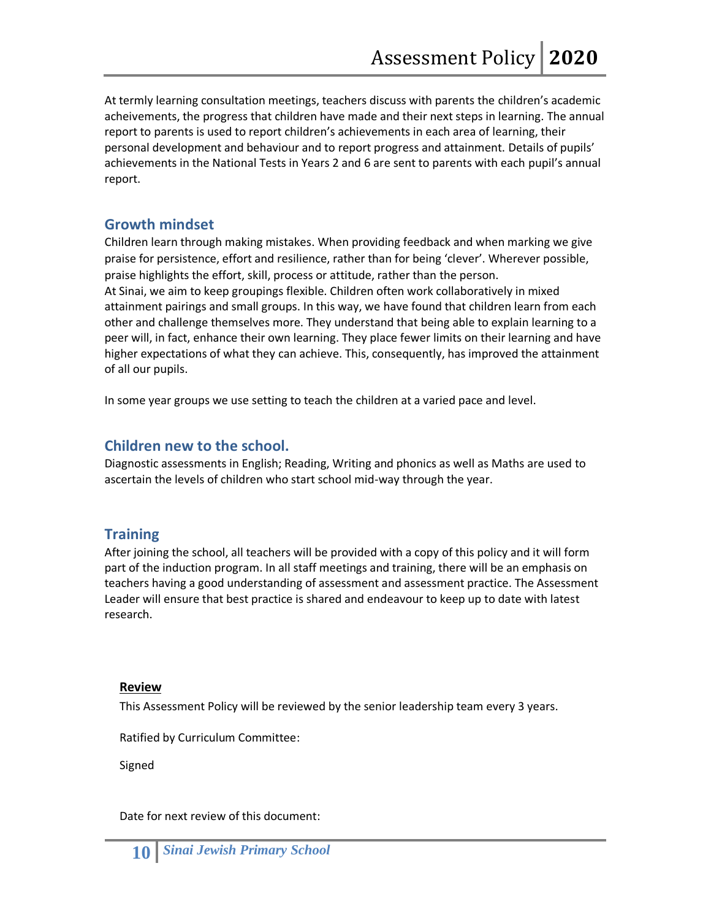At termly learning consultation meetings, teachers discuss with parents the children's academic acheivements, the progress that children have made and their next steps in learning. The annual report to parents is used to report children's achievements in each area of learning, their personal development and behaviour and to report progress and attainment. Details of pupils' achievements in the National Tests in Years 2 and 6 are sent to parents with each pupil's annual report.

## Growth mindset

Children learn through making mistakes. When providing feedback and when marking we give praise for persistence, effort and resilience, rather than for being 'clever'. Wherever possible, praise highlights the effort, skill, process or attitude, rather than the person.

At Sinai, we aim to keep groupings flexible. Children often work collaboratively in mixed attainment pairings and small groups. In this way, we have found that children learn from each other and challenge themselves more. They understand that being able to explain learning to a peer will, in fact, enhance their own learning. They place fewer limits on their learning and have higher expectations of what they can achieve. This, consequently, has improved the attainment of all our pupils.

In some year groups we use setting to teach the children at a varied pace and level.

## Children new to the school.

Diagnostic assessments in English; Reading, Writing and phonics as well as Maths are used to ascertain the levels of children who start school mid-way through the year.

## Training

After joining the school, all teachers will be provided with a copy of this policy and it will form part of the induction program. In all staff meetings and training, there will be an emphasis on teachers having a good understanding of assessment and assessment practice. The Assessment Leader will ensure that best practice is shared and endeavour to keep up to date with latest research.

**Review**

This Assessment Policy will be reviewed by the senior leadership team every 3 years.

Ratified by Curriculum Committee:

Signed

Date for next review of this document: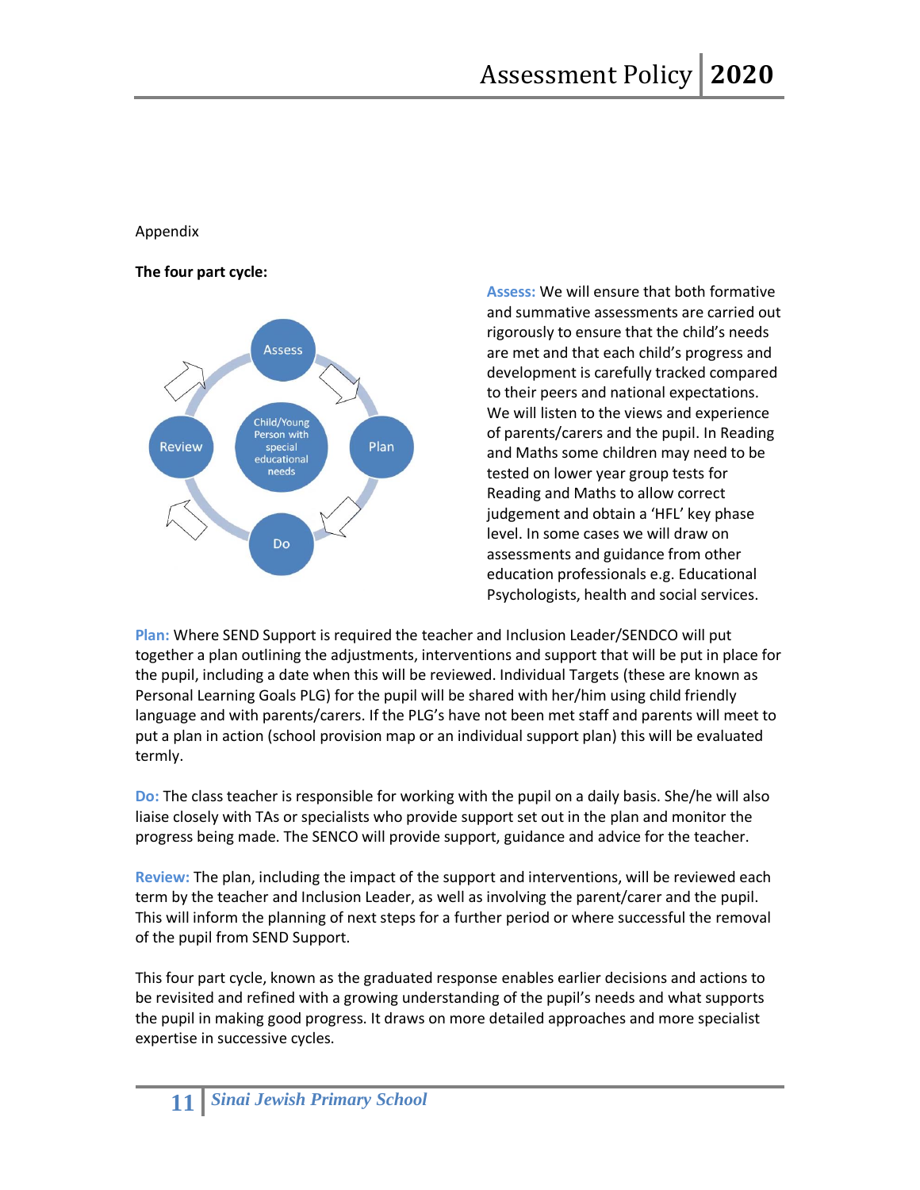Appendix

**The four part cycle:**

**Assess:** We will ensure that both formative and summative assessments are carried out rigorously to ensure that the child's needs are met and that each child's progress and development is carefully tracked compared to their peers and national expectations. We will listen to the views and experience of parents/carers and the pupil. In Reading and Maths some children may need to be tested on lower year group tests for Reading and Maths to allow correct judgement and obtain a 'HFL' key phase level. In some cases we will draw on assessments and guidance from other education professionals e.g. Educational Psychologists, health and social services.

**Plan:** Where SEND Support is required the teacher and Inclusion Leader/SENDCO will put together a plan outlining the adjustments, interventions and support that will be put in place for the pupil, including a date when this will be reviewed. Individual Targets (these are known as Personal Learning Goals PLG) for the pupil will be shared with her/him using child friendly language and with parents/carers. If the PLG's have not been met staff and parents will meet to put a plan in action (school provision map or an individual support plan) this will be evaluated termly.

**Do:** The class teacher is responsible for working with the pupil on a daily basis. She/he will also liaise closely with TAs or specialists who provide support set out in the plan and monitor the progress being made. The SENCO will provide support, guidance and advice for the teacher.

**Review:** The plan, including the impact of the support and interventions, will be reviewed each term by the teacher and Inclusion Leader, as well as involving the parent/carer and the pupil. This will inform the planning of next steps for a further period or where successful the removal of the pupil from SEND Support.

This four part cycle, known as the graduated response enables earlier decisions and actions to be revisited and refined with a growing understanding of the pupil's needs and what supports the pupil in making good progress. It draws on more detailed approaches and more specialist expertise in successive cycles.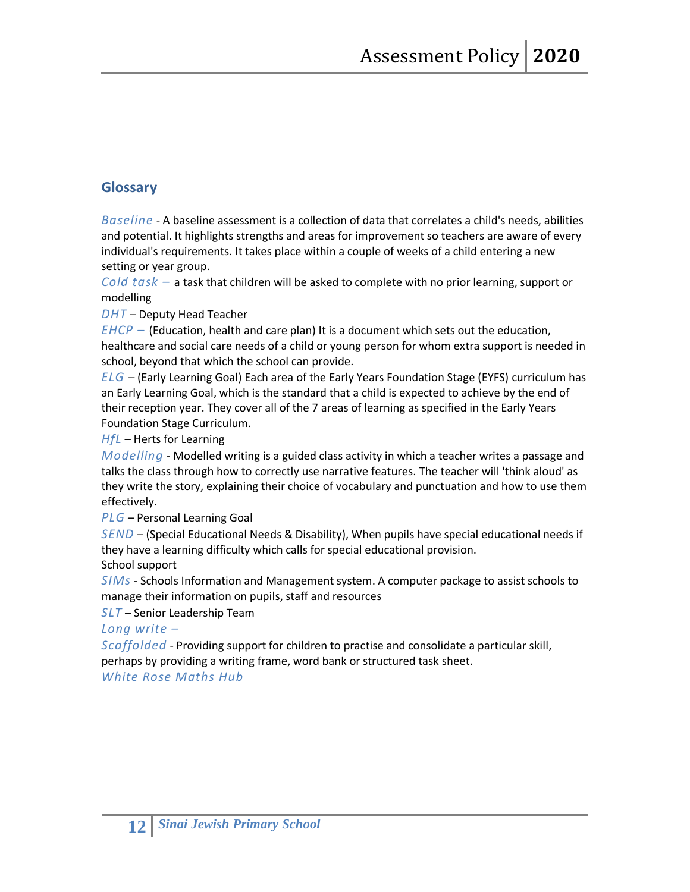## Glossary

*Baseline* - A baseline assessment is a collection of data that correlates a child's needs, abilities and potential. It highlights strengths and areas for improvement so teachers are aware of every individual's requirements. It takes place within a couple of weeks of a child entering a new setting or year group.

*Cold task –* a task that children will be asked to complete with no prior learning, support or modelling

*DHT* – Deputy Head Teacher

*EHCP –* (Education, health and care plan) It is a document which sets out the education, healthcare and social care needs of a child or young person for whom extra support is needed in school, beyond that which the school can provide.

*ELG* – (Early Learning Goal) Each area of the Early Years Foundation Stage (EYFS) curriculum has an Early Learning Goal, which is the standard that a child is expected to achieve by the end of their reception year. They cover all of the 7 areas of learning as specified in the Early Years Foundation Stage Curriculum.

*HfL* – Herts for Learning

*Modelling* - Modelled writing is a guided class activity in which a teacher writes a passage and talks the class through how to correctly use narrative features. The teacher will 'think aloud' as they write the story, explaining their choice of vocabulary and punctuation and how to use them effectively.

*PLG* – Personal Learning Goal

*SEND* – (Special Educational Needs & Disability), When pupils have special educational needs if they have a learning difficulty which calls for special educational provision.

School support

*SIMs* - Schools Information and Management system. A computer package to assist schools to manage their information on pupils, staff and resources

*SLT* – Senior Leadership Team

*Long write –*

*Scaffolded* - Providing support for children to practise and consolidate a particular skill, perhaps by providing a writing frame, word bank or structured task sheet.

*White Rose Maths Hub*